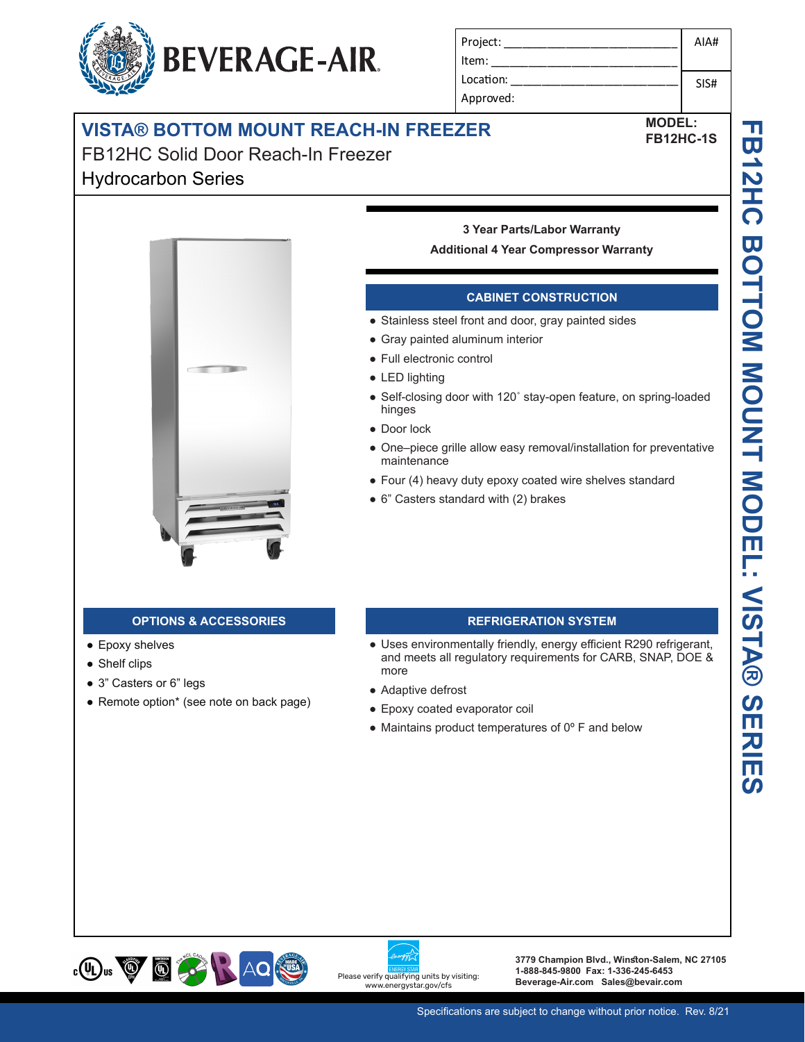BEVERAGE-AIR

| Project: | AIA# |
| --- | --- |
| Item: | |
| Location: | SIS# |
| Approved: | |

# VISTA® BOTTOM MOUNT REACH-IN FREEZER

**MODEL: FB12HC-1S**

FB12HC Solid Door Reach-In Freezer

Hydrocarbon Series

**3 Year Parts/Labor Warranty**

**Additional 4 Year Compressor Warranty**

## CABINET CONSTRUCTION

- Stainless steel front and door, gray painted sides
- Gray painted aluminum interior
- Full electronic control
- LED lighting
- Self-closing door with 120˚ stay-open feature, on spring-loaded hinges
- Door lock
- One–piece grille allow easy removal/installation for preventative maintenance
- Four (4) heavy duty epoxy coated wire shelves standard
- 6” Casters standard with (2) brakes

## OPTIONS & ACCESSORIES

- Epoxy shelves
- Shelf clips
- 3” Casters or 6” legs
- Remote option* (see note on back page)

## REFRIGERATION SYSTEM

- Uses environmentally friendly, energy efficient R290 refrigerant, and meets all regulatory requirements for CARB, SNAP, DOE & more
- Adaptive defrost
- Epoxy coated evaporator coil
- Maintains product temperatures of 0º F and below

FB12HC BOTTOM MOUNT MODEL: VISTA® SERIES

Please verify qualifying units by visiting: www.energystar.gov/cfs

3779 Champion Blvd., Winston-Salem, NC 27105
1-888-845-9800 Fax: 1-336-245-6453
Beverage-Air.com Sales@bevair.com

Specifications are subject to change without prior notice. Rev. 8/21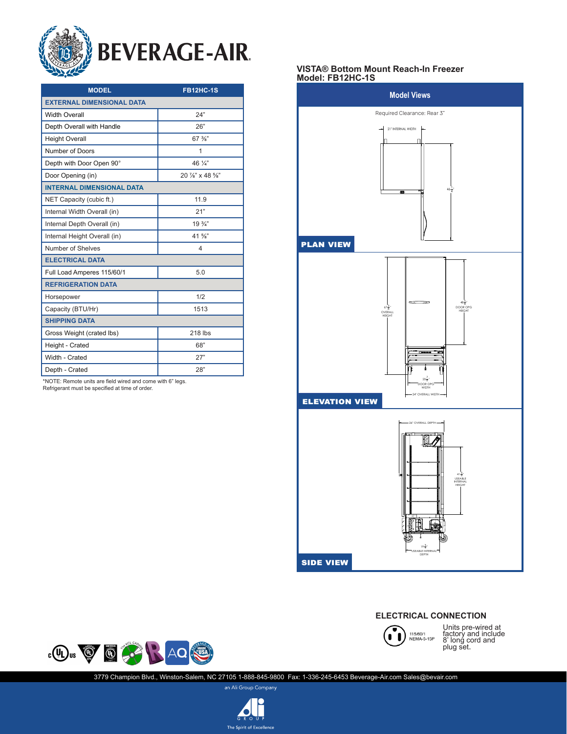# BEVERAGE-AIR

## VISTA® Bottom Mount Reach-In Freezer
## Model: FB12HC-1S

| MODEL | FB12HC-1S |
|---|---|
| **EXTERNAL DIMENSIONAL DATA** | |
| Width Overall | 24" |
| Depth Overall with Handle | 26" |
| Height Overall | 67 ⅜" |
| Number of Doors | 1 |
| Depth with Door Open 90° | 46 ¼" |
| Door Opening (in) | 20 ⅞" x 48 ⅝" |
| **INTERNAL DIMENSIONAL DATA** | |
| NET Capacity (cubic ft.) | 11.9 |
| Internal Width Overall (in) | 21" |
| Internal Depth Overall (in) | 19 ¾" |
| Internal Height Overall (in) | 41 ⅝" |
| Number of Shelves | 4 |
| **ELECTRICAL DATA** | |
| Full Load Amperes 115/60/1 | 5.0 |
| **REFRIGERATION DATA** | |
| Horsepower | 1/2 |
| Capacity (BTU/Hr) | 1513 |
| **SHIPPING DATA** | |
| Gross Weight (crated lbs) | 218 lbs |
| Height - Crated | 68" |
| Width - Crated | 27" |
| Depth - Crated | 28" |

*NOTE: Remote units are field wired and come with 6" legs.
Refrigerant must be specified at time of order.

### Model Views

Required Clearance: Rear 3"

21" INTERNAL WIDTH

46 ¼"

**PLAN VIEW**

67 ⅜" OVERALL HEIGHT

48 ⅝" DOOR OPG HEIGHT

20 ⅞" DOOR OPG WIDTH

24" OVERALL WIDTH

**ELEVATION VIEW**

26" OVERALL DEPTH

41 ⅝" USEABLE INTERNAL HEIGHT

19 ¾" USEABLE INTERNAL DEPTH

**SIDE VIEW**

### ELECTRICAL CONNECTION

115/60/1
NEMA-5-15P

Units pre-wired at factory and include 8' long cord and plug set.

3779 Champion Blvd., Winston-Salem, NC 27105 1-888-845-9800 Fax: 1-336-245-6453 Beverage-Air.com Sales@bevair.com

an Ali Group Company

The Spirit of Excellence